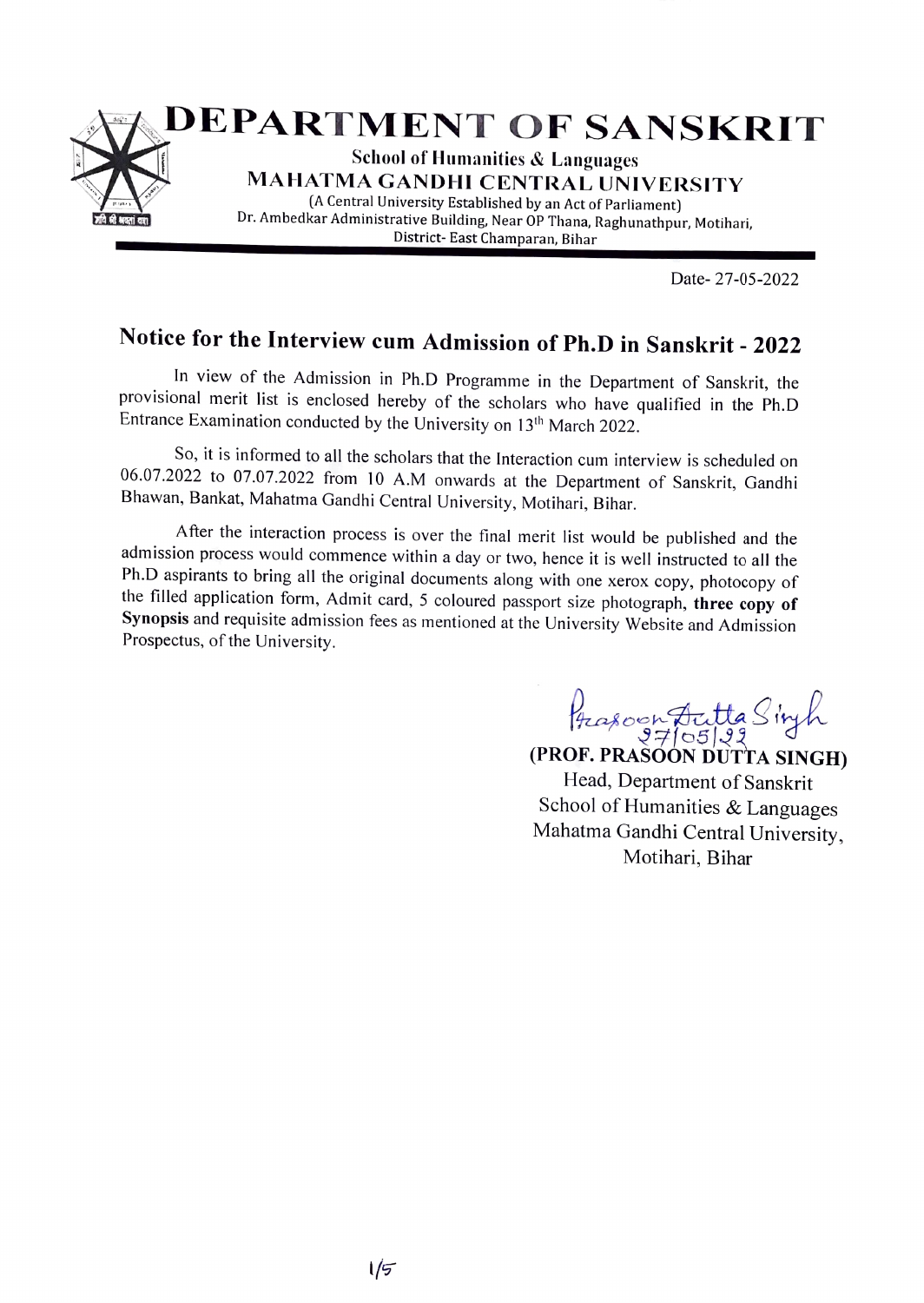# DEPARTMENT OF SANSKRIT

**School of Humanities & Languages**

**MAHATMA GANDHI CENTRAL UNIVERSITY**

(A Central University Established by an Act of Parliament)

Dr. Ambedkar Administrative Building, Near OP Thana, Raghunathpur, Motihari, District- East Champaran, Bihar

Date- 27-05-2022

## Notice for the Interview cum Admission of Ph.D in Sanskrit - 2022

In view of the Admission in Ph.D Programme in the Department of Sanskrit, the provisional merit list is enclosed hereby of the scholars who have qualified in the Ph.D Entrance Examination conducted by the University on 13th March 2022.

So, it is informed to all the scholars that the Interaction cum interview is scheduled on 06.07.2022 to 07.07.2022 from 10 A.M onwards at the Department of Sanskrit, Gandhi Bhawan, Bankat, Mahatma Gandhi Central University, Motihari, Bihar.

After the interaction process is over the final merit list would be published and the admission process would commence within a day or two, hence it is well instructed to all the Ph.D aspirants to bring all the original documents along with one xerox copy, photocopy of the filled application form, Admit card, 5 coloured passport size photograph, **three copy of Synopsis** and requisite admission fees as mentioned at the University Website and Admission Prospectus, of the University.

Prasoon Dutta Singh
27/05/22

**(PROF. PRASOON DUTTA SINGH)**
Head, Department of Sanskrit
School of Humanities & Languages
Mahatma Gandhi Central University,
Motihari, Bihar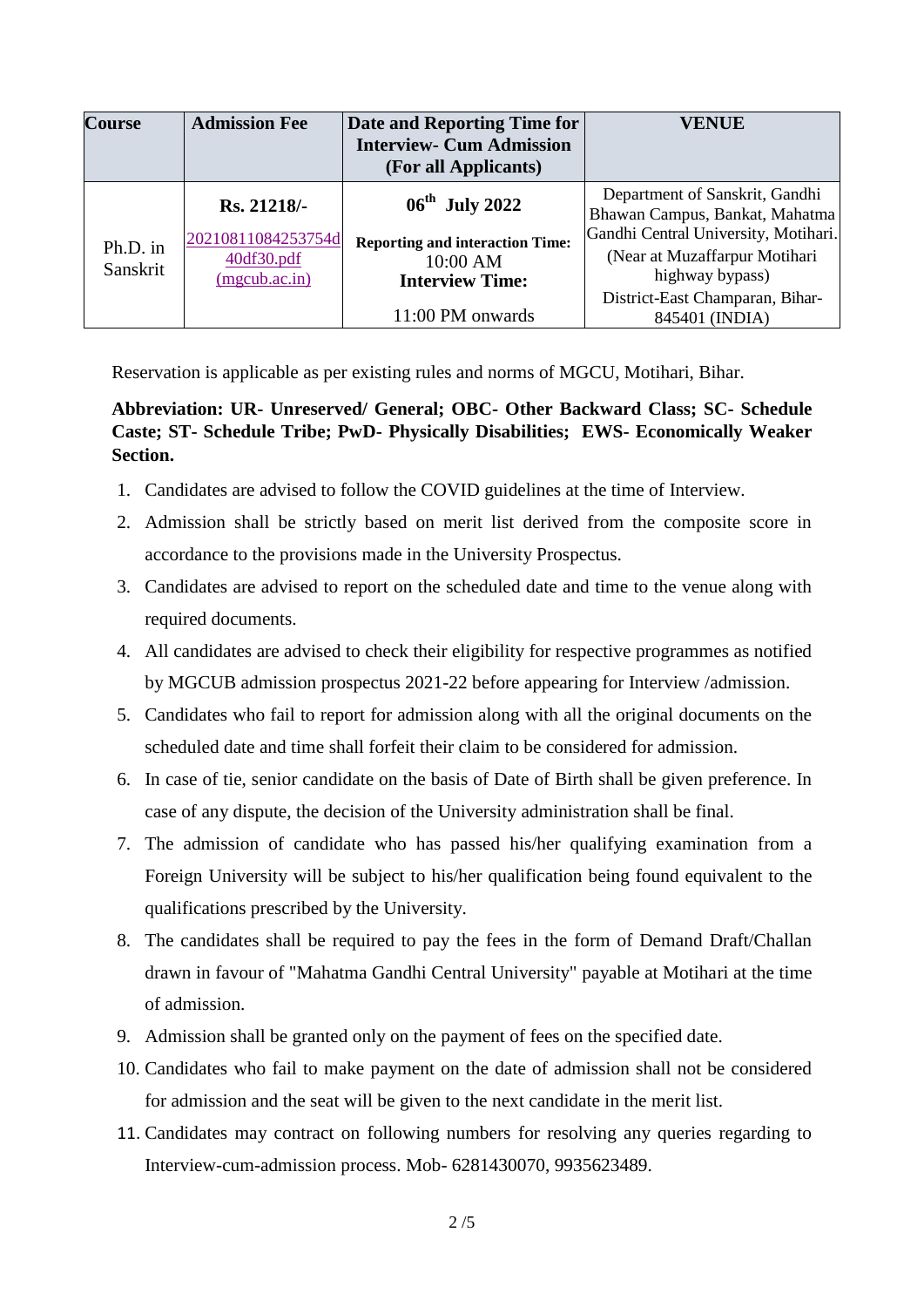| Course | Admission Fee | Date and Reporting Time for Interview- Cum Admission (For all Applicants) | VENUE |
|---|---|---|---|
| Ph.D. in Sanskrit | **Rs. 21218/-** 20210811084253754d40df30.pdf (mgcub.ac.in) | **06th July 2022** **Reporting and interaction Time:** 10:00 AM **Interview Time:** 11:00 PM onwards | Department of Sanskrit, Gandhi Bhawan Campus, Bankat, Mahatma Gandhi Central University, Motihari. (Near at Muzaffarpur Motihari highway bypass) District-East Champaran, Bihar-845401 (INDIA) |

Reservation is applicable as per existing rules and norms of MGCU, Motihari, Bihar.

**Abbreviation: UR- Unreserved/ General; OBC- Other Backward Class; SC- Schedule Caste; ST- Schedule Tribe; PwD- Physically Disabilities; EWS- Economically Weaker Section.**

1. Candidates are advised to follow the COVID guidelines at the time of Interview.
2. Admission shall be strictly based on merit list derived from the composite score in accordance to the provisions made in the University Prospectus.
3. Candidates are advised to report on the scheduled date and time to the venue along with required documents.
4. All candidates are advised to check their eligibility for respective programmes as notified by MGCUB admission prospectus 2021-22 before appearing for Interview /admission.
5. Candidates who fail to report for admission along with all the original documents on the scheduled date and time shall forfeit their claim to be considered for admission.
6. In case of tie, senior candidate on the basis of Date of Birth shall be given preference. In case of any dispute, the decision of the University administration shall be final.
7. The admission of candidate who has passed his/her qualifying examination from a Foreign University will be subject to his/her qualification being found equivalent to the qualifications prescribed by the University.
8. The candidates shall be required to pay the fees in the form of Demand Draft/Challan drawn in favour of "Mahatma Gandhi Central University" payable at Motihari at the time of admission.
9. Admission shall be granted only on the payment of fees on the specified date.
10. Candidates who fail to make payment on the date of admission shall not be considered for admission and the seat will be given to the next candidate in the merit list.
11. Candidates may contract on following numbers for resolving any queries regarding to Interview-cum-admission process. Mob- 6281430070, 9935623489.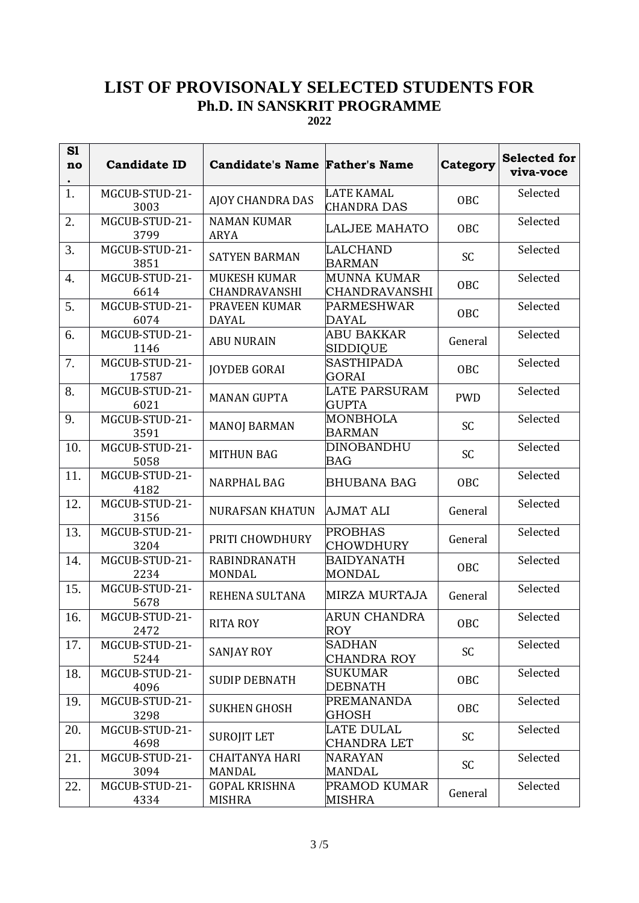# LIST OF PROVISONALY SELECTED STUDENTS FOR
## Ph.D. IN SANSKRIT PROGRAMME
**2022**

| Sl no. | Candidate ID | Candidate's Name | Father's Name | Category | Selected for viva-voce |
|---|---|---|---|---|---|
| 1. | MGCUB-STUD-21-3003 | AJOY CHANDRA DAS | LATE KAMAL CHANDRA DAS | OBC | Selected |
| 2. | MGCUB-STUD-21-3799 | NAMAN KUMAR ARYA | LALJEE MAHATO | OBC | Selected |
| 3. | MGCUB-STUD-21-3851 | SATYEN BARMAN | LALCHAND BARMAN | SC | Selected |
| 4. | MGCUB-STUD-21-6614 | MUKESH KUMAR CHANDRAVANSHI | MUNNA KUMAR CHANDRAVANSHI | OBC | Selected |
| 5. | MGCUB-STUD-21-6074 | PRAVEEN KUMAR DAYAL | PARMESHWAR DAYAL | OBC | Selected |
| 6. | MGCUB-STUD-21-1146 | ABU NURAIN | ABU BAKKAR SIDDIQUE | General | Selected |
| 7. | MGCUB-STUD-21-17587 | JOYDEB GORAI | SASTHIPADA GORAI | OBC | Selected |
| 8. | MGCUB-STUD-21-6021 | MANAN GUPTA | LATE PARSURAM GUPTA | PWD | Selected |
| 9. | MGCUB-STUD-21-3591 | MANOJ BARMAN | MONBHOLA BARMAN | SC | Selected |
| 10. | MGCUB-STUD-21-5058 | MITHUN BAG | DINOBANDHU BAG | SC | Selected |
| 11. | MGCUB-STUD-21-4182 | NARPHAL BAG | BHUBANA BAG | OBC | Selected |
| 12. | MGCUB-STUD-21-3156 | NURAFSAN KHATUN | AJMAT ALI | General | Selected |
| 13. | MGCUB-STUD-21-3204 | PRITI CHOWDHURY | PROBHAS CHOWDHURY | General | Selected |
| 14. | MGCUB-STUD-21-2234 | RABINDRANATH MONDAL | BAIDYANATH MONDAL | OBC | Selected |
| 15. | MGCUB-STUD-21-5678 | REHENA SULTANA | MIRZA MURTAJA | General | Selected |
| 16. | MGCUB-STUD-21-2472 | RITA ROY | ARUN CHANDRA ROY | OBC | Selected |
| 17. | MGCUB-STUD-21-5244 | SANJAY ROY | SADHAN CHANDRA ROY | SC | Selected |
| 18. | MGCUB-STUD-21-4096 | SUDIP DEBNATH | SUKUMAR DEBNATH | OBC | Selected |
| 19. | MGCUB-STUD-21-3298 | SUKHEN GHOSH | PREMANANDA GHOSH | OBC | Selected |
| 20. | MGCUB-STUD-21-4698 | SUROJIT LET | LATE DULAL CHANDRA LET | SC | Selected |
| 21. | MGCUB-STUD-21-3094 | CHAITANYA HARI MANDAL | NARAYAN MANDAL | SC | Selected |
| 22. | MGCUB-STUD-21-4334 | GOPAL KRISHNA MISHRA | PRAMOD KUMAR MISHRA | General | Selected |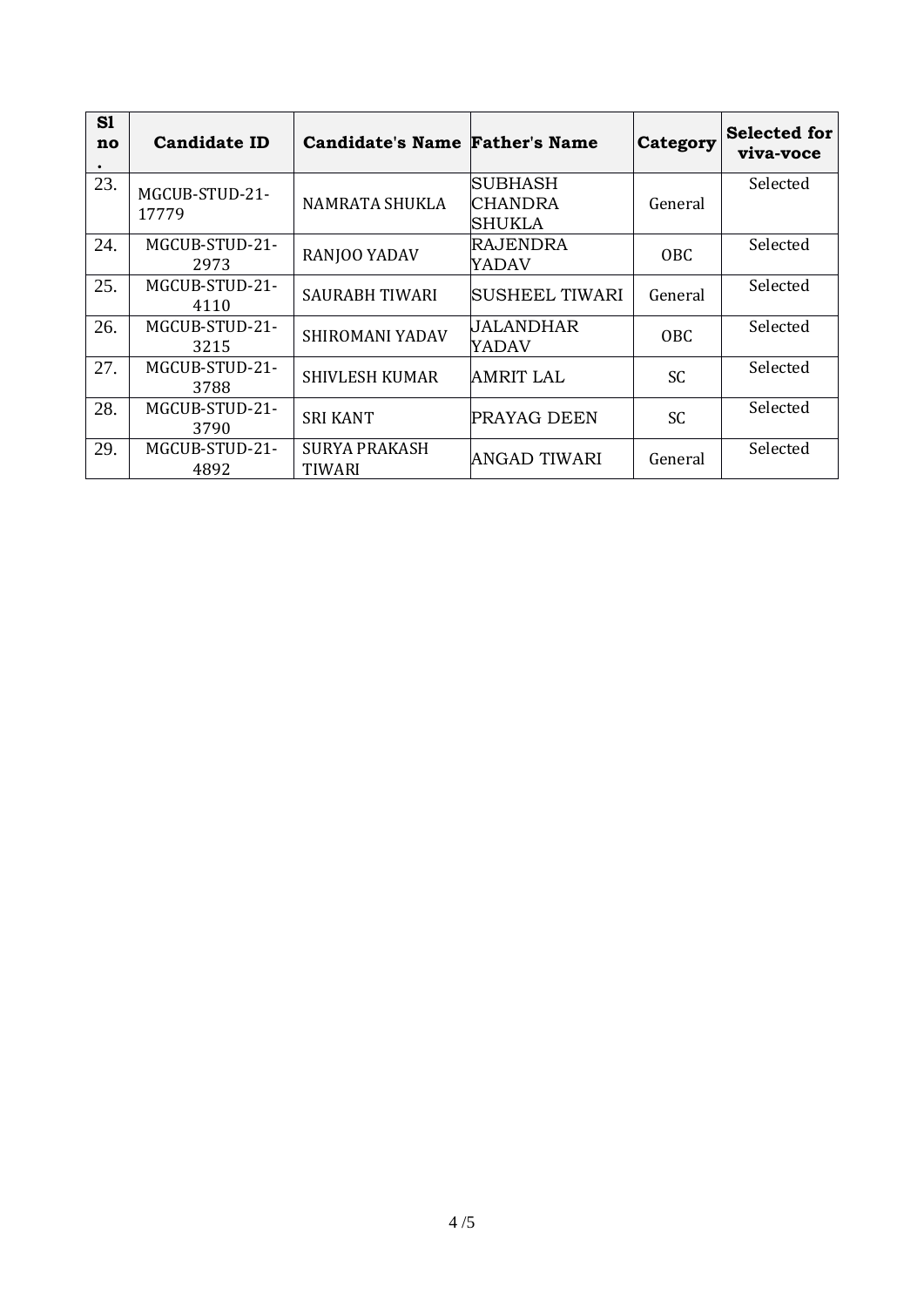| Sl no. | Candidate ID | Candidate's Name | Father's Name | Category | Selected for viva-voce |
|---|---|---|---|---|---|
| 23. | MGCUB-STUD-21-17779 | NAMRATA SHUKLA | SUBHASH CHANDRA SHUKLA | General | Selected |
| 24. | MGCUB-STUD-21-2973 | RANJOO YADAV | RAJENDRA YADAV | OBC | Selected |
| 25. | MGCUB-STUD-21-4110 | SAURABH TIWARI | SUSHEEL TIWARI | General | Selected |
| 26. | MGCUB-STUD-21-3215 | SHIROMANI YADAV | JALANDHAR YADAV | OBC | Selected |
| 27. | MGCUB-STUD-21-3788 | SHIVLESH KUMAR | AMRIT LAL | SC | Selected |
| 28. | MGCUB-STUD-21-3790 | SRI KANT | PRAYAG DEEN | SC | Selected |
| 29. | MGCUB-STUD-21-4892 | SURYA PRAKASH TIWARI | ANGAD TIWARI | General | Selected |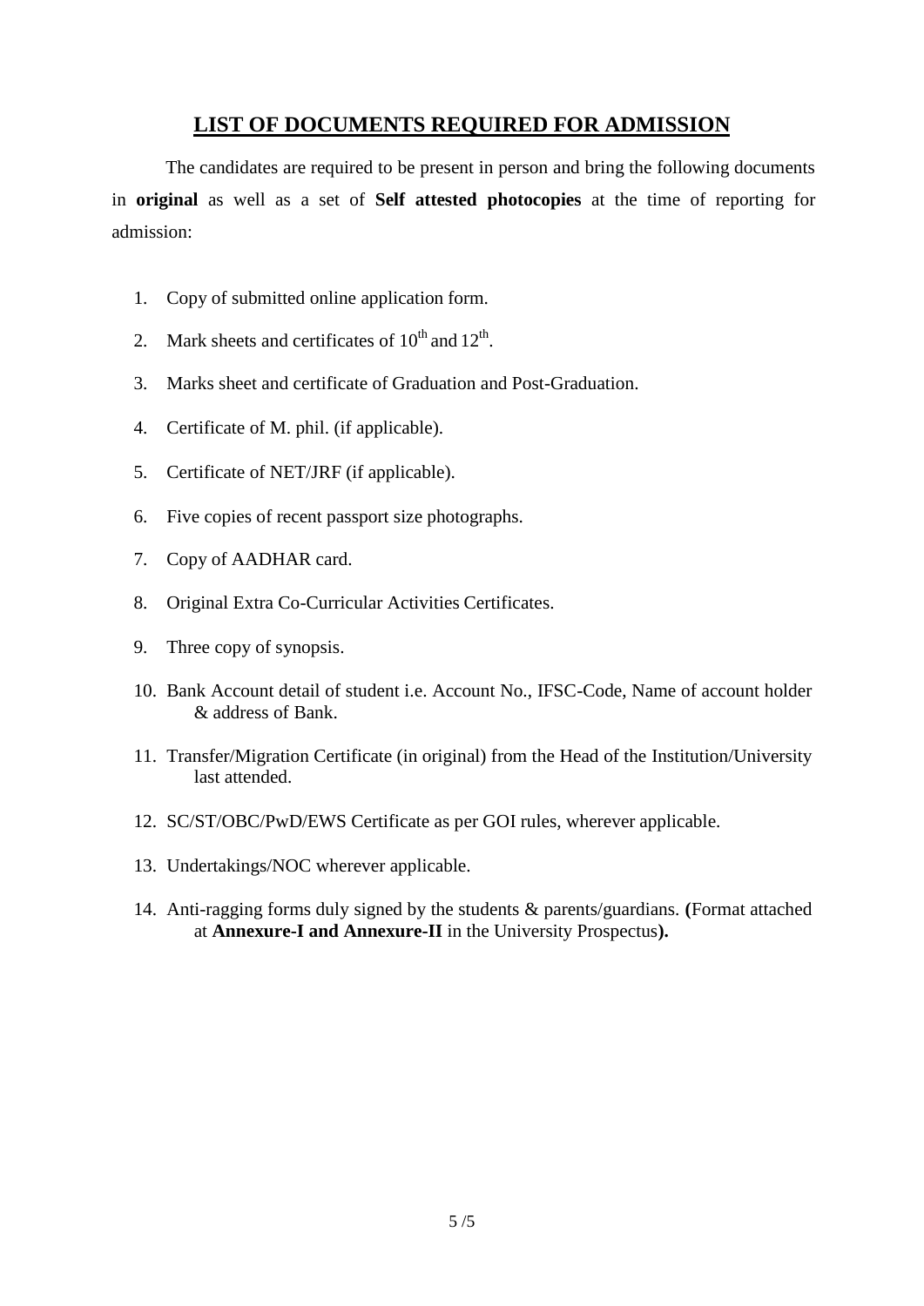## LIST OF DOCUMENTS REQUIRED FOR ADMISSION

The candidates are required to be present in person and bring the following documents in **original** as well as a set of **Self attested photocopies** at the time of reporting for admission:

1. Copy of submitted online application form.
2. Mark sheets and certificates of $10^{th}$ and $12^{th}$.
3. Marks sheet and certificate of Graduation and Post-Graduation.
4. Certificate of M. phil. (if applicable).
5. Certificate of NET/JRF (if applicable).
6. Five copies of recent passport size photographs.
7. Copy of AADHAR card.
8. Original Extra Co-Curricular Activities Certificates.
9. Three copy of synopsis.
10. Bank Account detail of student i.e. Account No., IFSC-Code, Name of account holder & address of Bank.
11. Transfer/Migration Certificate (in original) from the Head of the Institution/University last attended.
12. SC/ST/OBC/PwD/EWS Certificate as per GOI rules, wherever applicable.
13. Undertakings/NOC wherever applicable.
14. Anti-ragging forms duly signed by the students & parents/guardians. **(**Format attached at **Annexure-I and Annexure-II** in the University Prospectus**).**